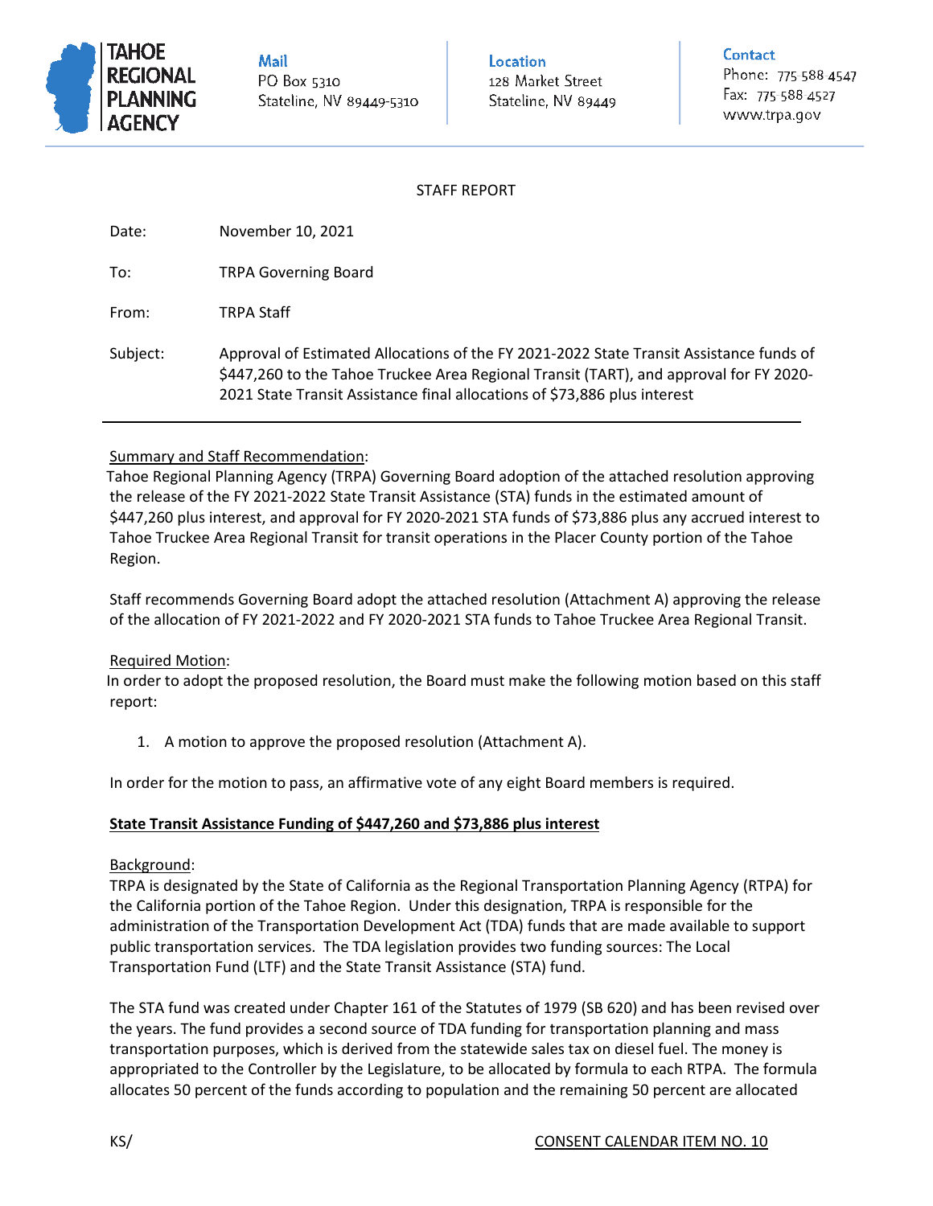**TAHOE REGIONAL PLANNING AGENCY**

**Mail**
PO Box 5310
Stateline, NV 89449-5310

**Location**
128 Market Street
Stateline, NV 89449

**Contact**
Phone: 775 588 4547
Fax: 775 588 4527
www.trpa.gov

STAFF REPORT

Date: November 10, 2021

To: TRPA Governing Board

From: TRPA Staff

Subject: Approval of Estimated Allocations of the FY 2021-2022 State Transit Assistance funds of $447,260 to the Tahoe Truckee Area Regional Transit (TART), and approval for FY 2020-2021 State Transit Assistance final allocations of $73,886 plus interest

---

Summary and Staff Recommendation:
Tahoe Regional Planning Agency (TRPA) Governing Board adoption of the attached resolution approving the release of the FY 2021-2022 State Transit Assistance (STA) funds in the estimated amount of $447,260 plus interest, and approval for FY 2020-2021 STA funds of $73,886 plus any accrued interest to Tahoe Truckee Area Regional Transit for transit operations in the Placer County portion of the Tahoe Region.

Staff recommends Governing Board adopt the attached resolution (Attachment A) approving the release of the allocation of FY 2021-2022 and FY 2020-2021 STA funds to Tahoe Truckee Area Regional Transit.

Required Motion:
In order to adopt the proposed resolution, the Board must make the following motion based on this staff report:

1. A motion to approve the proposed resolution (Attachment A).

In order for the motion to pass, an affirmative vote of any eight Board members is required.

**State Transit Assistance Funding of $447,260 and $73,886 plus interest**

Background:
TRPA is designated by the State of California as the Regional Transportation Planning Agency (RTPA) for the California portion of the Tahoe Region. Under this designation, TRPA is responsible for the administration of the Transportation Development Act (TDA) funds that are made available to support public transportation services. The TDA legislation provides two funding sources: The Local Transportation Fund (LTF) and the State Transit Assistance (STA) fund.

The STA fund was created under Chapter 161 of the Statutes of 1979 (SB 620) and has been revised over the years. The fund provides a second source of TDA funding for transportation planning and mass transportation purposes, which is derived from the statewide sales tax on diesel fuel. The money is appropriated to the Controller by the Legislature, to be allocated by formula to each RTPA. The formula allocates 50 percent of the funds according to population and the remaining 50 percent are allocated

KS/ CONSENT CALENDAR ITEM NO. 10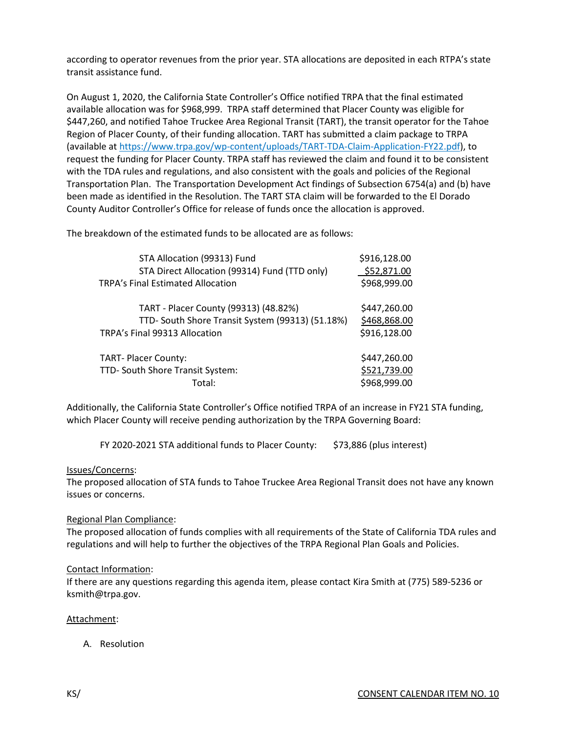according to operator revenues from the prior year. STA allocations are deposited in each RTPA's state transit assistance fund.

On August 1, 2020, the California State Controller's Office notified TRPA that the final estimated available allocation was for $968,999. TRPA staff determined that Placer County was eligible for $447,260, and notified Tahoe Truckee Area Regional Transit (TART), the transit operator for the Tahoe Region of Placer County, of their funding allocation. TART has submitted a claim package to TRPA (available at https://www.trpa.gov/wp-content/uploads/TART-TDA-Claim-Application-FY22.pdf), to request the funding for Placer County. TRPA staff has reviewed the claim and found it to be consistent with the TDA rules and regulations, and also consistent with the goals and policies of the Regional Transportation Plan. The Transportation Development Act findings of Subsection 6754(a) and (b) have been made as identified in the Resolution. The TART STA claim will be forwarded to the El Dorado County Auditor Controller's Office for release of funds once the allocation is approved.

The breakdown of the estimated funds to be allocated are as follows:

| | |
|---|---|
| STA Allocation (99313) Fund | $916,128.00 |
| STA Direct Allocation (99314) Fund (TTD only) | $52,871.00 |
| TRPA's Final Estimated Allocation | $968,999.00 |
| | |
| TART - Placer County (99313) (48.82%) | $447,260.00 |
| TTD- South Shore Transit System (99313) (51.18%) | $468,868.00 |
| TRPA's Final 99313 Allocation | $916,128.00 |
| | |
| TART- Placer County: | $447,260.00 |
| TTD- South Shore Transit System: | $521,739.00 |
| Total: | $968,999.00 |

Additionally, the California State Controller's Office notified TRPA of an increase in FY21 STA funding, which Placer County will receive pending authorization by the TRPA Governing Board:

FY 2020-2021 STA additional funds to Placer County: $73,886 (plus interest)

Issues/Concerns:
The proposed allocation of STA funds to Tahoe Truckee Area Regional Transit does not have any known issues or concerns.

Regional Plan Compliance:
The proposed allocation of funds complies with all requirements of the State of California TDA rules and regulations and will help to further the objectives of the TRPA Regional Plan Goals and Policies.

Contact Information:
If there are any questions regarding this agenda item, please contact Kira Smith at (775) 589-5236 or ksmith@trpa.gov.

Attachment:

A. Resolution

KS/ CONSENT CALENDAR ITEM NO. 10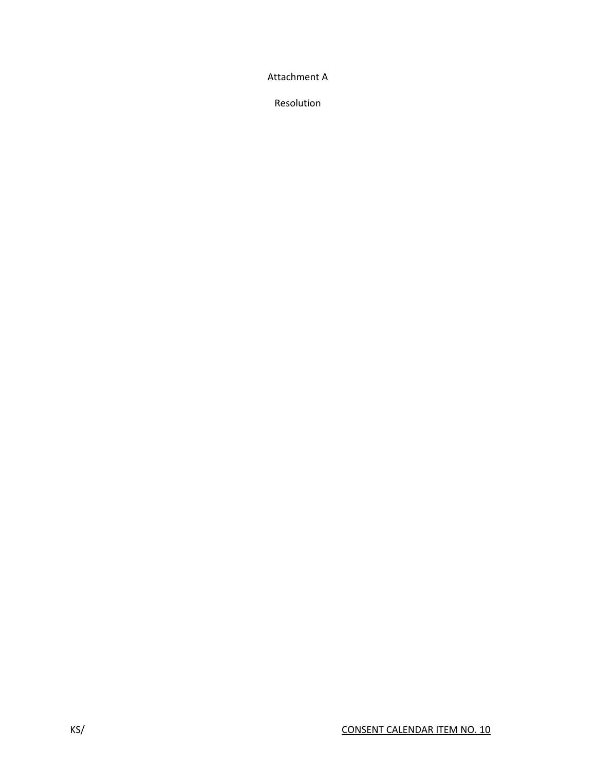Attachment A

Resolution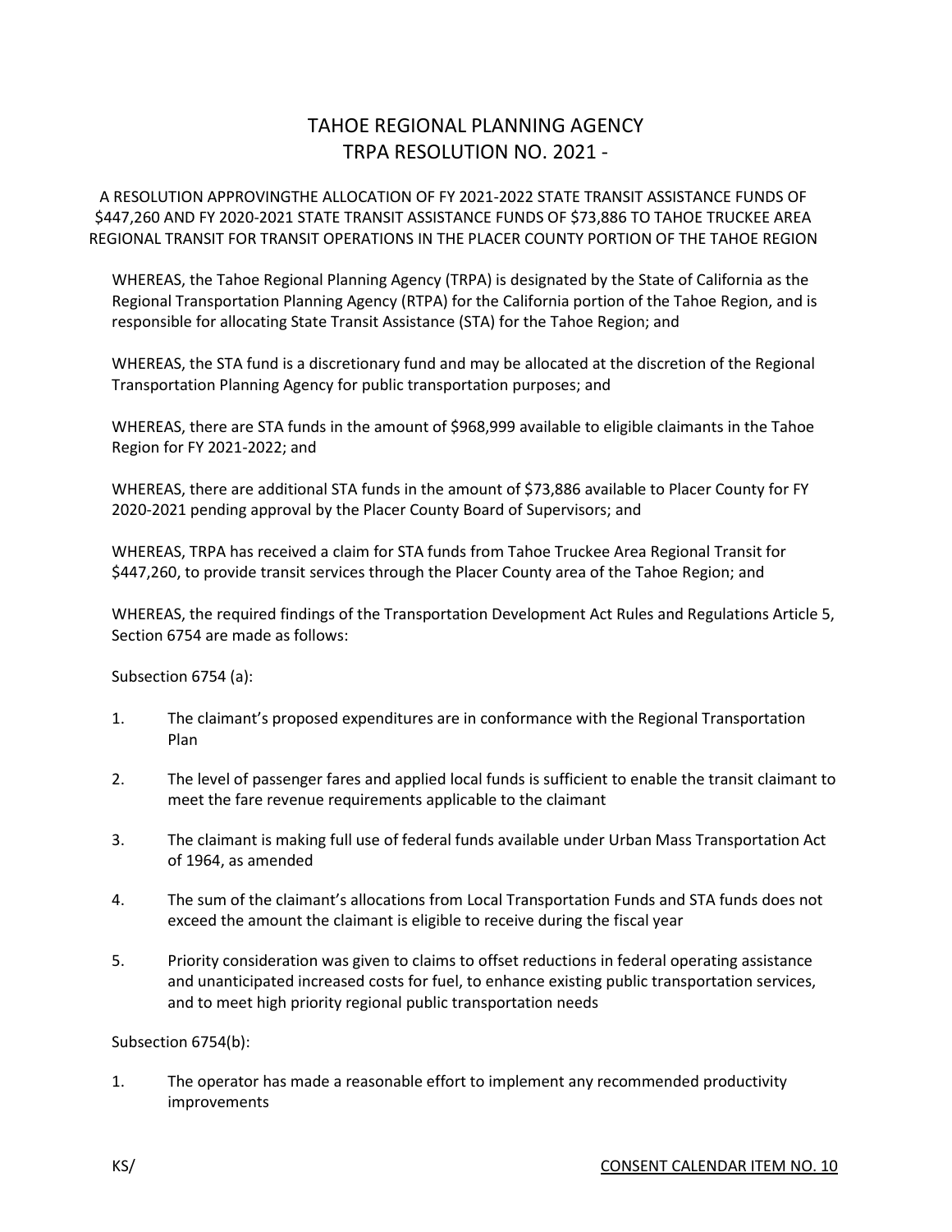# TAHOE REGIONAL PLANNING AGENCY
# TRPA RESOLUTION NO. 2021 -

A RESOLUTION APPROVINGTHE ALLOCATION OF FY 2021-2022 STATE TRANSIT ASSISTANCE FUNDS OF $447,260 AND FY 2020-2021 STATE TRANSIT ASSISTANCE FUNDS OF $73,886 TO TAHOE TRUCKEE AREA REGIONAL TRANSIT FOR TRANSIT OPERATIONS IN THE PLACER COUNTY PORTION OF THE TAHOE REGION

WHEREAS, the Tahoe Regional Planning Agency (TRPA) is designated by the State of California as the Regional Transportation Planning Agency (RTPA) for the California portion of the Tahoe Region, and is responsible for allocating State Transit Assistance (STA) for the Tahoe Region; and

WHEREAS, the STA fund is a discretionary fund and may be allocated at the discretion of the Regional Transportation Planning Agency for public transportation purposes; and

WHEREAS, there are STA funds in the amount of $968,999 available to eligible claimants in the Tahoe Region for FY 2021-2022; and

WHEREAS, there are additional STA funds in the amount of $73,886 available to Placer County for FY 2020-2021 pending approval by the Placer County Board of Supervisors; and

WHEREAS, TRPA has received a claim for STA funds from Tahoe Truckee Area Regional Transit for $447,260, to provide transit services through the Placer County area of the Tahoe Region; and

WHEREAS, the required findings of the Transportation Development Act Rules and Regulations Article 5, Section 6754 are made as follows:

Subsection 6754 (a):

1. The claimant's proposed expenditures are in conformance with the Regional Transportation Plan

2. The level of passenger fares and applied local funds is sufficient to enable the transit claimant to meet the fare revenue requirements applicable to the claimant

3. The claimant is making full use of federal funds available under Urban Mass Transportation Act of 1964, as amended

4. The sum of the claimant's allocations from Local Transportation Funds and STA funds does not exceed the amount the claimant is eligible to receive during the fiscal year

5. Priority consideration was given to claims to offset reductions in federal operating assistance and unanticipated increased costs for fuel, to enhance existing public transportation services, and to meet high priority regional public transportation needs

Subsection 6754(b):

1. The operator has made a reasonable effort to implement any recommended productivity improvements

KS/

CONSENT CALENDAR ITEM NO. 10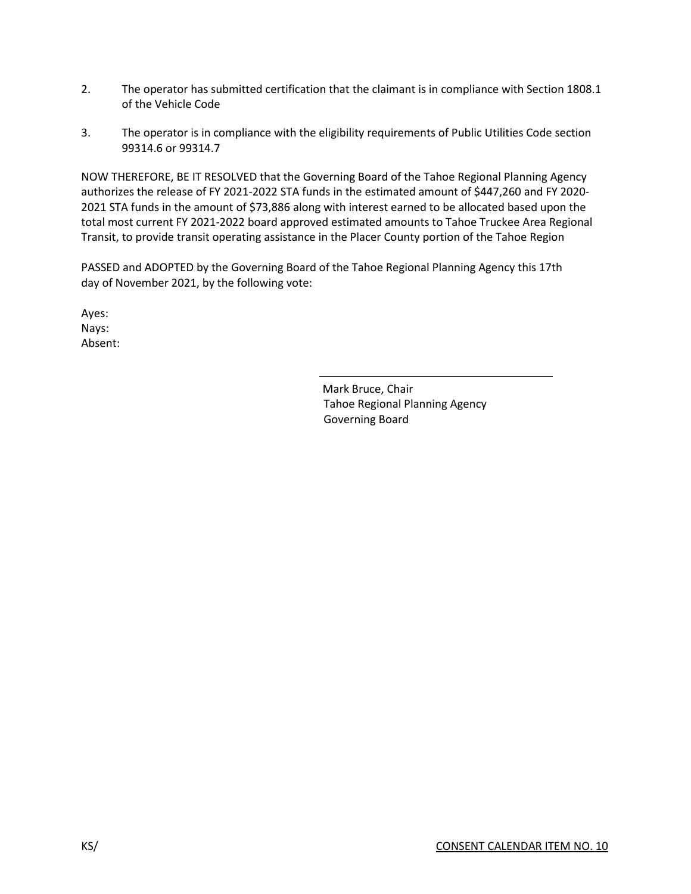2. The operator has submitted certification that the claimant is in compliance with Section 1808.1 of the Vehicle Code

3. The operator is in compliance with the eligibility requirements of Public Utilities Code section 99314.6 or 99314.7

NOW THEREFORE, BE IT RESOLVED that the Governing Board of the Tahoe Regional Planning Agency authorizes the release of FY 2021-2022 STA funds in the estimated amount of $447,260 and FY 2020-2021 STA funds in the amount of $73,886 along with interest earned to be allocated based upon the total most current FY 2021-2022 board approved estimated amounts to Tahoe Truckee Area Regional Transit, to provide transit operating assistance in the Placer County portion of the Tahoe Region

PASSED and ADOPTED by the Governing Board of the Tahoe Regional Planning Agency this 17th day of November 2021, by the following vote:

Ayes:
Nays:
Absent:

Mark Bruce, Chair
Tahoe Regional Planning Agency
Governing Board

KS/

CONSENT CALENDAR ITEM NO. 10